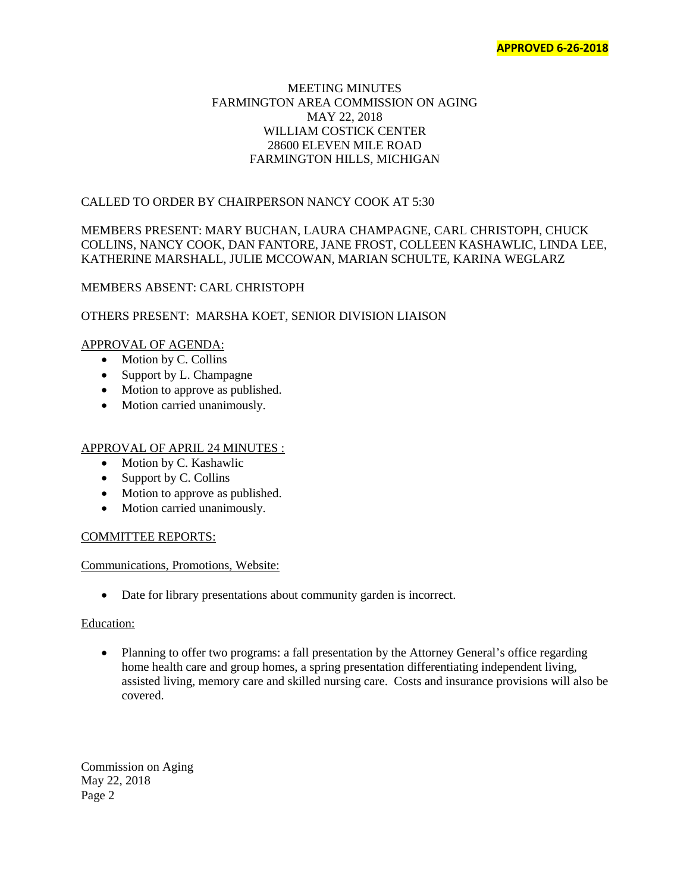**APPROVED 6-26-2018**

MEETING MINUTES
FARMINGTON AREA COMMISSION ON AGING
MAY 22, 2018
WILLIAM COSTICK CENTER
28600 ELEVEN MILE ROAD
FARMINGTON HILLS, MICHIGAN

CALLED TO ORDER BY CHAIRPERSON NANCY COOK AT 5:30

MEMBERS PRESENT: MARY BUCHAN, LAURA CHAMPAGNE, CARL CHRISTOPH, CHUCK COLLINS, NANCY COOK, DAN FANTORE, JANE FROST, COLLEEN KASHAWLIC, LINDA LEE, KATHERINE MARSHALL, JULIE MCCOWAN, MARIAN SCHULTE, KARINA WEGLARZ

MEMBERS ABSENT: CARL CHRISTOPH

OTHERS PRESENT: MARSHA KOET, SENIOR DIVISION LIAISON

APPROVAL OF AGENDA:

- Motion by C. Collins
- Support by L. Champagne
- Motion to approve as published.
- Motion carried unanimously.

APPROVAL OF APRIL 24 MINUTES :

- Motion by C. Kashawlic
- Support by C. Collins
- Motion to approve as published.
- Motion carried unanimously.

COMMITTEE REPORTS:

Communications, Promotions, Website:

- Date for library presentations about community garden is incorrect.

Education:

- Planning to offer two programs: a fall presentation by the Attorney General's office regarding home health care and group homes, a spring presentation differentiating independent living, assisted living, memory care and skilled nursing care. Costs and insurance provisions will also be covered.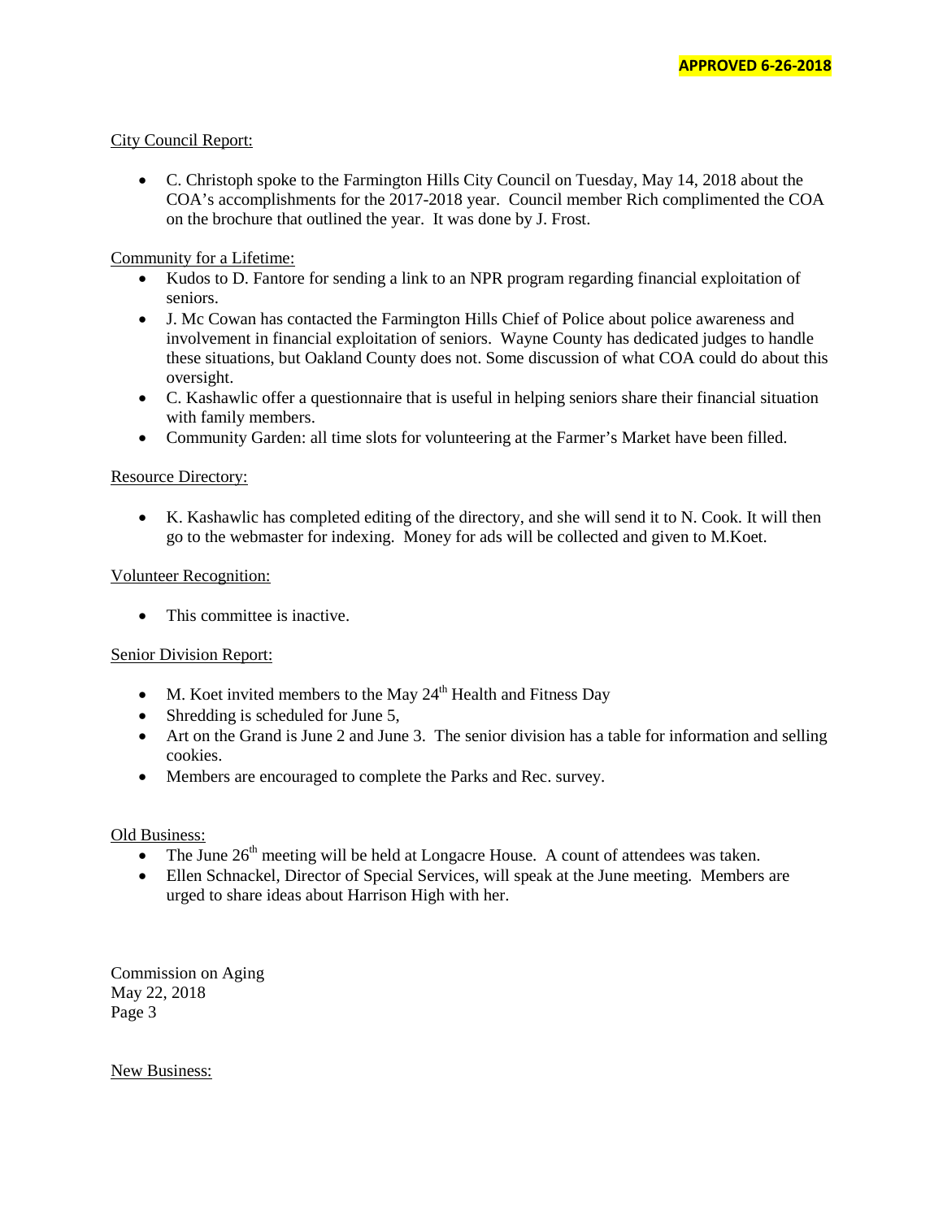**APPROVED 6-26-2018**

City Council Report:

- C. Christoph spoke to the Farmington Hills City Council on Tuesday, May 14, 2018 about the COA's accomplishments for the 2017-2018 year. Council member Rich complimented the COA on the brochure that outlined the year. It was done by J. Frost.

Community for a Lifetime:

- Kudos to D. Fantore for sending a link to an NPR program regarding financial exploitation of seniors.
- J. Mc Cowan has contacted the Farmington Hills Chief of Police about police awareness and involvement in financial exploitation of seniors. Wayne County has dedicated judges to handle these situations, but Oakland County does not. Some discussion of what COA could do about this oversight.
- C. Kashawlic offer a questionnaire that is useful in helping seniors share their financial situation with family members.
- Community Garden: all time slots for volunteering at the Farmer's Market have been filled.

Resource Directory:

- K. Kashawlic has completed editing of the directory, and she will send it to N. Cook. It will then go to the webmaster for indexing. Money for ads will be collected and given to M.Koet.

Volunteer Recognition:

- This committee is inactive.

Senior Division Report:

- M. Koet invited members to the May 24th Health and Fitness Day
- Shredding is scheduled for June 5,
- Art on the Grand is June 2 and June 3. The senior division has a table for information and selling cookies.
- Members are encouraged to complete the Parks and Rec. survey.

Old Business:

- The June 26th meeting will be held at Longacre House. A count of attendees was taken.
- Ellen Schnackel, Director of Special Services, will speak at the June meeting. Members are urged to share ideas about Harrison High with her.

Commission on Aging
May 22, 2018
Page 3

New Business: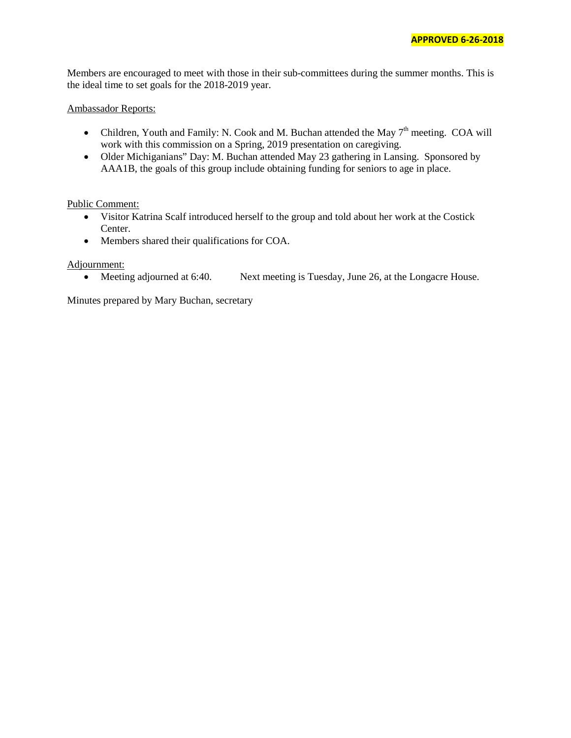**APPROVED 6-26-2018**

Members are encouraged to meet with those in their sub-committees during the summer months. This is the ideal time to set goals for the 2018-2019 year.

Ambassador Reports:

- Children, Youth and Family: N. Cook and M. Buchan attended the May 7th meeting. COA will work with this commission on a Spring, 2019 presentation on caregiving.
- Older Michiganians" Day: M. Buchan attended May 23 gathering in Lansing. Sponsored by AAA1B, the goals of this group include obtaining funding for seniors to age in place.

Public Comment:

- Visitor Katrina Scalf introduced herself to the group and told about her work at the Costick Center.
- Members shared their qualifications for COA.

Adjournment:

- Meeting adjourned at 6:40. Next meeting is Tuesday, June 26, at the Longacre House.

Minutes prepared by Mary Buchan, secretary